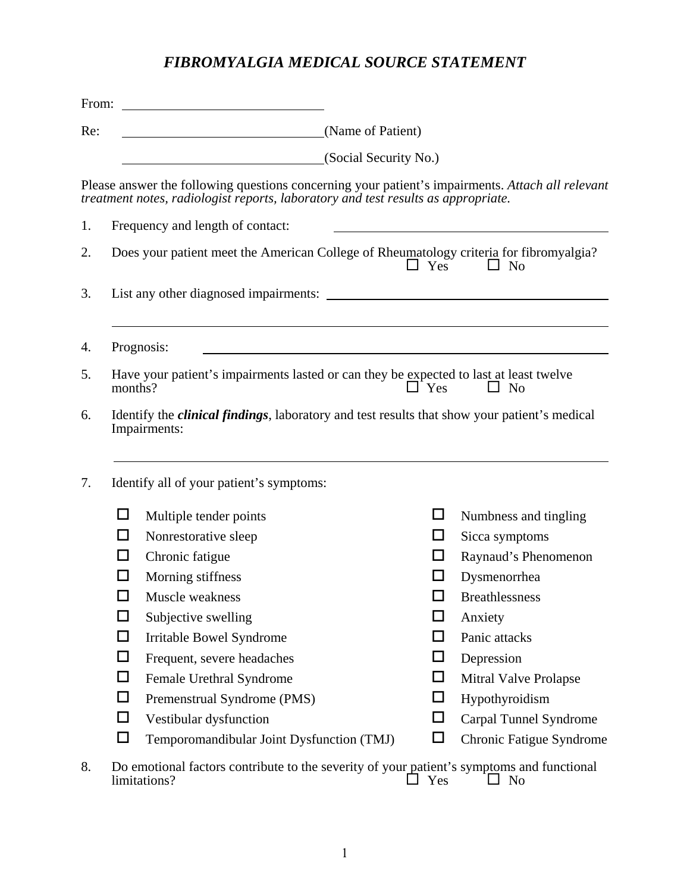# *FIBROMYALGIA MEDICAL SOURCE STATEMENT*

From: ______________________________

Re: ______________________________ (Name of Patient)

______________________________ (Social Security No.)

Please answer the following questions concerning your patient's impairments. *Attach all relevant treatment notes, radiologist reports, laboratory and test results as appropriate.*

1. Frequency and length of contact: ______________________________

2. Does your patient meet the American College of Rheumatology criteria for fibromyalgia?
   ☐ Yes ☐ No

3. List any other diagnosed impairments: ______________________________

   ______________________________

4. Prognosis: ______________________________

5. Have your patient's impairments lasted or can they be expected to last at least twelve months? ☐ Yes ☐ No

6. Identify the ***clinical findings***, laboratory and test results that show your patient's medical Impairments:

   ______________________________

7. Identify all of your patient's symptoms:

   - ☐ Multiple tender points
   - ☐ Nonrestorative sleep
   - ☐ Chronic fatigue
   - ☐ Morning stiffness
   - ☐ Muscle weakness
   - ☐ Subjective swelling
   - ☐ Irritable Bowel Syndrome
   - ☐ Frequent, severe headaches
   - ☐ Female Urethral Syndrome
   - ☐ Premenstrual Syndrome (PMS)
   - ☐ Vestibular dysfunction
   - ☐ Temporomandibular Joint Dysfunction (TMJ)
   - ☐ Numbness and tingling
   - ☐ Sicca symptoms
   - ☐ Raynaud's Phenomenon
   - ☐ Dysmenorrhea
   - ☐ Breathlessness
   - ☐ Anxiety
   - ☐ Panic attacks
   - ☐ Depression
   - ☐ Mitral Valve Prolapse
   - ☐ Hypothyroidism
   - ☐ Carpal Tunnel Syndrome
   - ☐ Chronic Fatigue Syndrome

8. Do emotional factors contribute to the severity of your patient's symptoms and functional limitations? ☐ Yes ☐ No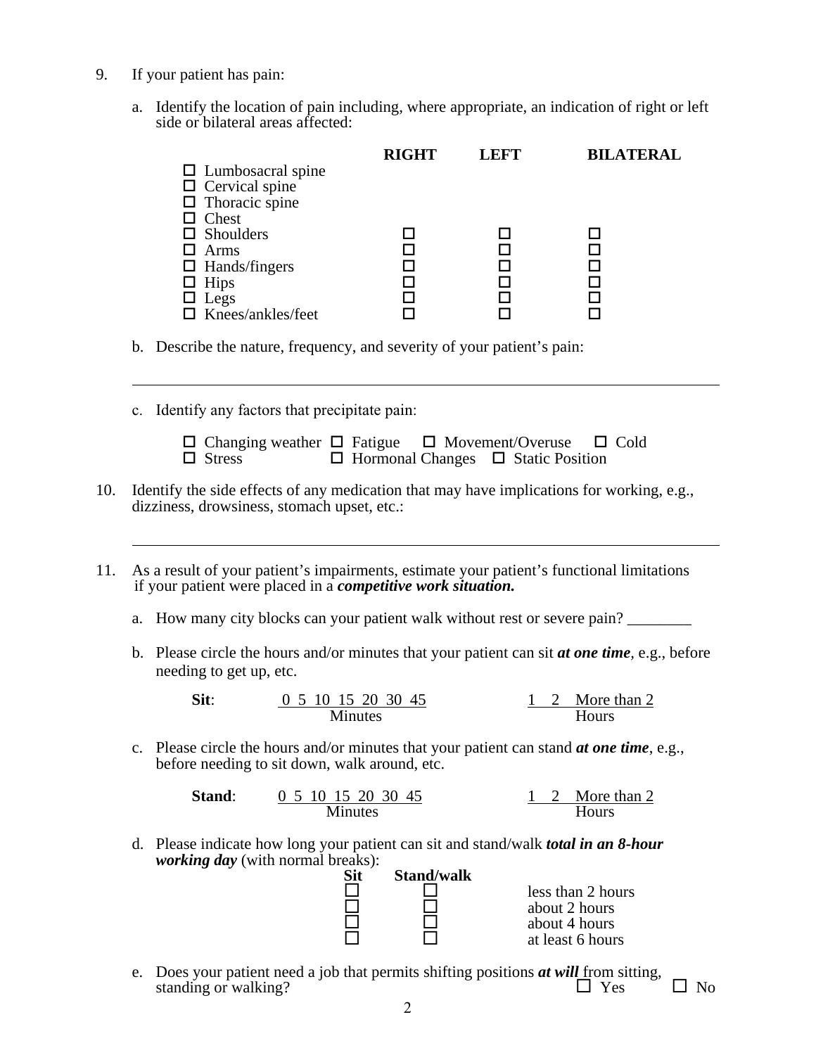9. If your patient has pain:

   a. Identify the location of pain including, where appropriate, an indication of right or left side or bilateral areas affected:

| | RIGHT | LEFT | BILATERAL |
|---|---|---|---|
| ☐ Lumbosacral spine | | | |
| ☐ Cervical spine | | | |
| ☐ Thoracic spine | | | |
| ☐ Chest | | | |
| ☐ Shoulders | ☐ | ☐ | ☐ |
| ☐ Arms | ☐ | ☐ | ☐ |
| ☐ Hands/fingers | ☐ | ☐ | ☐ |
| ☐ Hips | ☐ | ☐ | ☐ |
| ☐ Legs | ☐ | ☐ | ☐ |
| ☐ Knees/ankles/feet | ☐ | ☐ | ☐ |

   b. Describe the nature, frequency, and severity of your patient's pain:

   ______________________________________________________________________

   c. Identify any factors that precipitate pain:

   ☐ Changing weather ☐ Fatigue ☐ Movement/Overuse ☐ Cold
   ☐ Stress ☐ Hormonal Changes ☐ Static Position

10. Identify the side effects of any medication that may have implications for working, e.g., dizziness, drowsiness, stomach upset, etc.:

    ______________________________________________________________________

11. As a result of your patient's impairments, estimate your patient's functional limitations if your patient were placed in a ***competitive work situation.***

    a. How many city blocks can your patient walk without rest or severe pain? ________

    b. Please circle the hours and/or minutes that your patient can sit ***at one time***, e.g., before needing to get up, etc.

    **Sit**: 0 5 10 15 20 30 45 (Minutes) 1 2 More than 2 (Hours)

    c. Please circle the hours and/or minutes that your patient can stand ***at one time***, e.g., before needing to sit down, walk around, etc.

    **Stand**: 0 5 10 15 20 30 45 (Minutes) 1 2 More than 2 (Hours)

    d. Please indicate how long your patient can sit and stand/walk ***total in an 8-hour working day*** (with normal breaks):

| Sit | Stand/walk | |
|---|---|---|
| ☐ | ☐ | less than 2 hours |
| ☐ | ☐ | about 2 hours |
| ☐ | ☐ | about 4 hours |
| ☐ | ☐ | at least 6 hours |

    e. Does your patient need a job that permits shifting positions ***at will*** from sitting, standing or walking? ☐ Yes ☐ No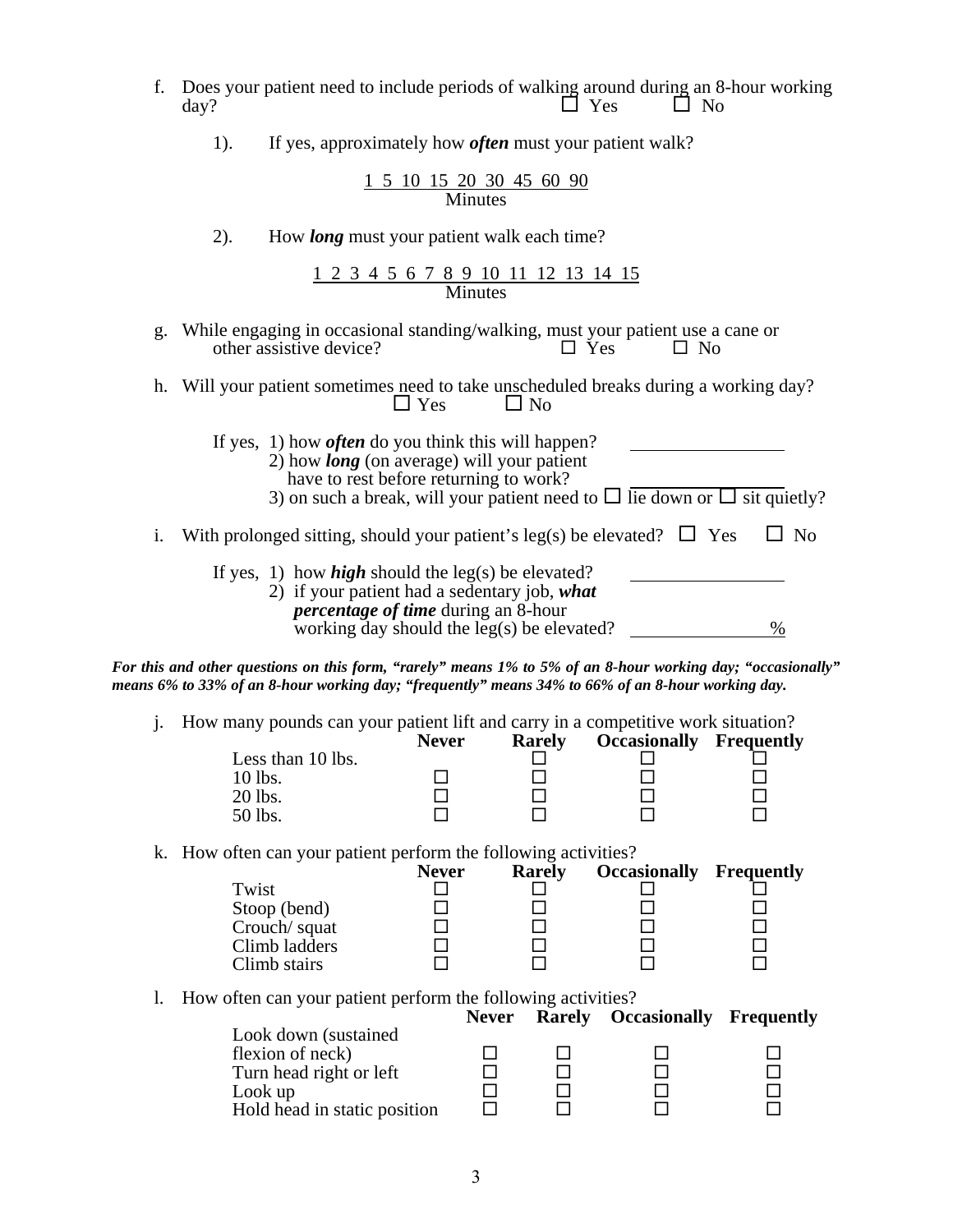f. Does your patient need to include periods of walking around during an 8-hour working day? ☐ Yes ☐ No

1). If yes, approximately how ***often*** must your patient walk?

1 5 10 15 20 30 45 60 90
Minutes

2). How ***long*** must your patient walk each time?

1 2 3 4 5 6 7 8 9 10 11 12 13 14 15
Minutes

g. While engaging in occasional standing/walking, must your patient use a cane or other assistive device? ☐ Yes ☐ No

h. Will your patient sometimes need to take unscheduled breaks during a working day? ☐ Yes ☐ No

If yes, 1) how ***often*** do you think this will happen? ________________

2) how ***long*** (on average) will your patient have to rest before returning to work? ________________

3) on such a break, will your patient need to ☐ lie down or ☐ sit quietly?

i. With prolonged sitting, should your patient's leg(s) be elevated? ☐ Yes ☐ No

If yes, 1) how ***high*** should the leg(s) be elevated? ________________

2) if your patient had a sedentary job, ***what percentage of time*** during an 8-hour working day should the leg(s) be elevated? ______________%

***For this and other questions on this form, "rarely" means 1% to 5% of an 8-hour working day; "occasionally" means 6% to 33% of an 8-hour working day; "frequently" means 34% to 66% of an 8-hour working day.***

j. How many pounds can your patient lift and carry in a competitive work situation?

| | Never | Rarely | Occasionally | Frequently |
|---|---|---|---|---|
| Less than 10 lbs. | | ☐ | ☐ | ☐ |
| 10 lbs. | ☐ | ☐ | ☐ | ☐ |
| 20 lbs. | ☐ | ☐ | ☐ | ☐ |
| 50 lbs. | ☐ | ☐ | ☐ | ☐ |

k. How often can your patient perform the following activities?

| | Never | Rarely | Occasionally | Frequently |
|---|---|---|---|---|
| Twist | ☐ | ☐ | ☐ | ☐ |
| Stoop (bend) | ☐ | ☐ | ☐ | ☐ |
| Crouch/ squat | ☐ | ☐ | ☐ | ☐ |
| Climb ladders | ☐ | ☐ | ☐ | ☐ |
| Climb stairs | ☐ | ☐ | ☐ | ☐ |

l. How often can your patient perform the following activities?

| | Never | Rarely | Occasionally | Frequently |
|---|---|---|---|---|
| Look down (sustained flexion of neck) | ☐ | ☐ | ☐ | ☐ |
| Turn head right or left | ☐ | ☐ | ☐ | ☐ |
| Look up | ☐ | ☐ | ☐ | ☐ |
| Hold head in static position | ☐ | ☐ | ☐ | ☐ |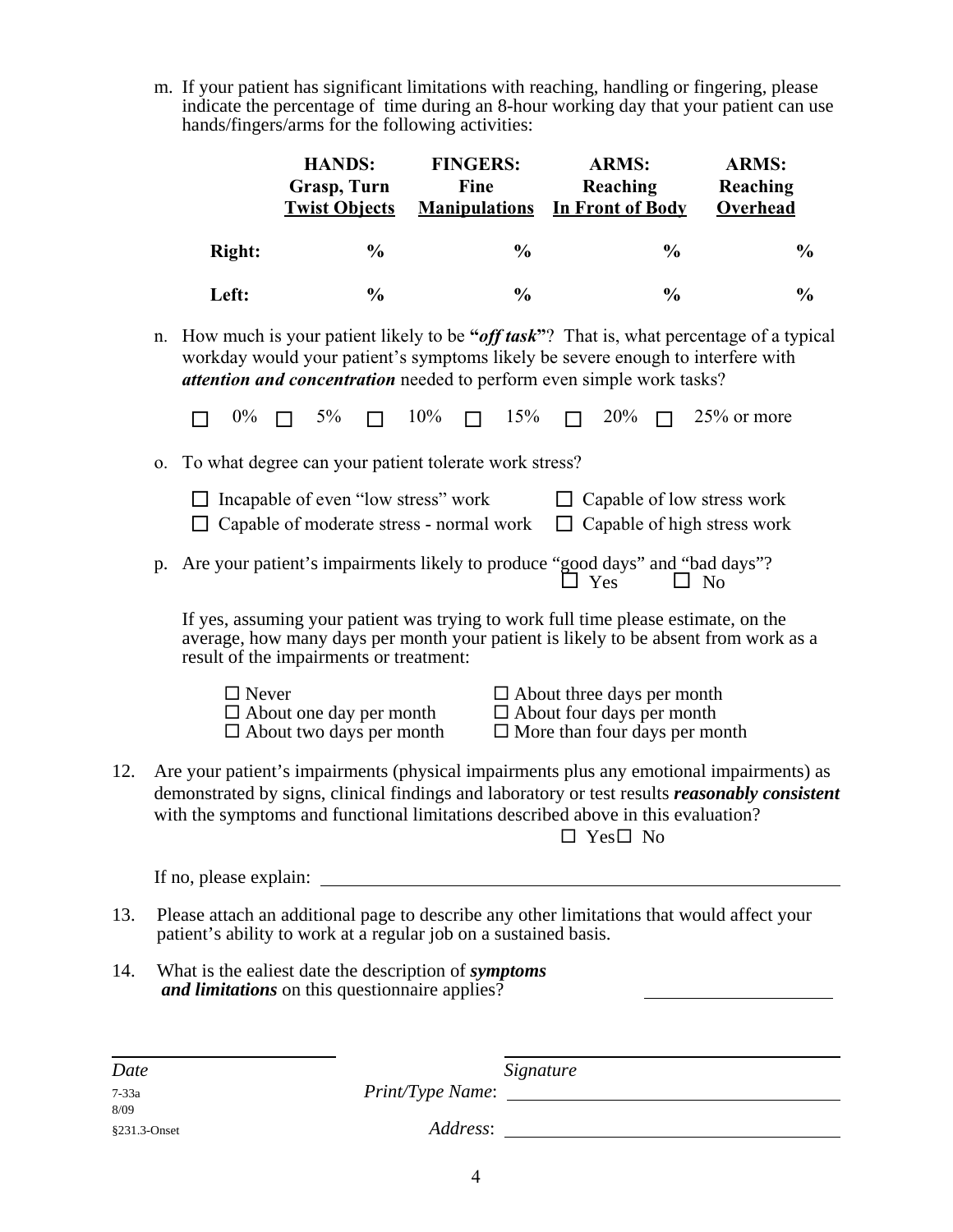m. If your patient has significant limitations with reaching, handling or fingering, please indicate the percentage of time during an 8-hour working day that your patient can use hands/fingers/arms for the following activities:

| | **HANDS: Grasp, Turn Twist Objects** | **FINGERS: Fine Manipulations** | **ARMS: Reaching In Front of Body** | **ARMS: Reaching Overhead** |
|---|---|---|---|---|
| **Right:** | **%** | **%** | **%** | **%** |
| **Left:** | **%** | **%** | **%** | **%** |

n. How much is your patient likely to be "***off task***"? That is, what percentage of a typical workday would your patient's symptoms likely be severe enough to interfere with ***attention and concentration*** needed to perform even simple work tasks?

☐ 0% ☐ 5% ☐ 10% ☐ 15% ☐ 20% ☐ 25% or more

o. To what degree can your patient tolerate work stress?

☐ Incapable of even "low stress" work ☐ Capable of low stress work
☐ Capable of moderate stress - normal work ☐ Capable of high stress work

p. Are your patient's impairments likely to produce "good days" and "bad days"?
☐ Yes ☐ No

If yes, assuming your patient was trying to work full time please estimate, on the average, how many days per month your patient is likely to be absent from work as a result of the impairments or treatment:

☐ Never ☐ About three days per month
☐ About one day per month ☐ About four days per month
☐ About two days per month ☐ More than four days per month

12. Are your patient's impairments (physical impairments plus any emotional impairments) as demonstrated by signs, clinical findings and laboratory or test results ***reasonably consistent*** with the symptoms and functional limitations described above in this evaluation?
☐ Yes☐ No

If no, please explain: ______________________________

13. Please attach an additional page to describe any other limitations that would affect your patient's ability to work at a regular job on a sustained basis.

14. What is the ealiest date the description of ***symptoms and limitations*** on this questionnaire applies? ____________

______________________ ______________________

*Date* *Signature*

*Print/Type Name*: ______________________

*Address*: ______________________

7-33a
8/09
§231.3-Onset